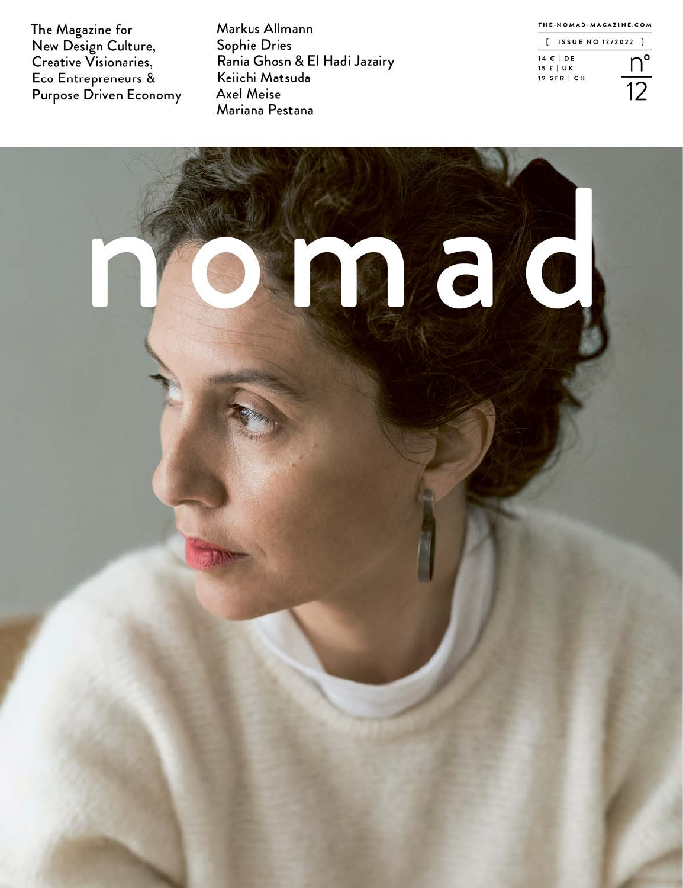The Magazine for
New Design Culture,
Creative Visionaries,
Eco Entrepreneurs &
Purpose Driven Economy

Markus Allmann
Sophie Dries
Rania Ghosn & El Hadi Jazairy
Keiichi Matsuda
Axel Meise
Mariana Pestana

THE-NOMAD-MAGAZINE.COM

[ ISSUE NO 12/2022 ]

14 € | DE
15 £ | UK
19 SFR | CH

n° 12

# nomad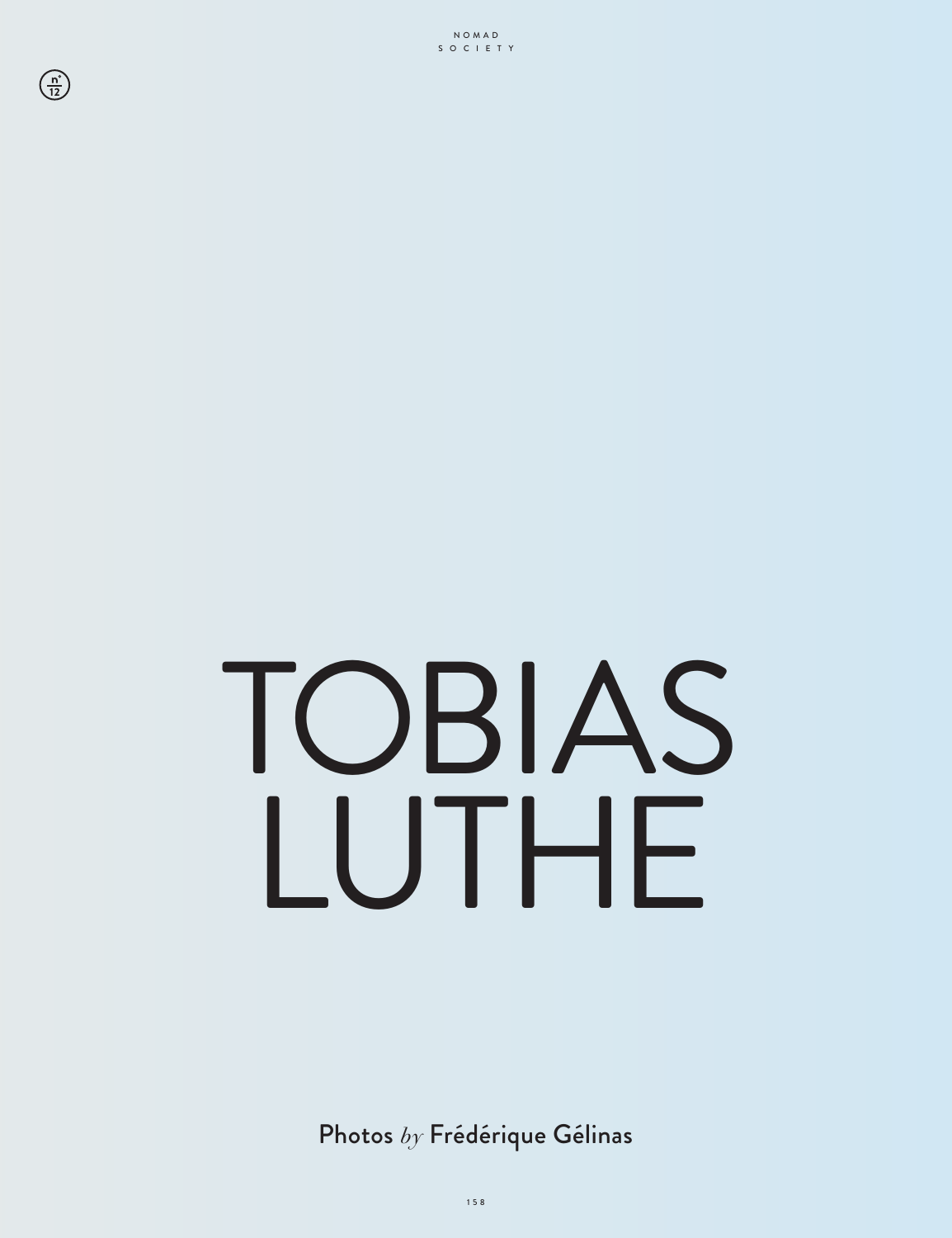# TOBIAS LUTHE

Photos *by* Frédérique Gélinas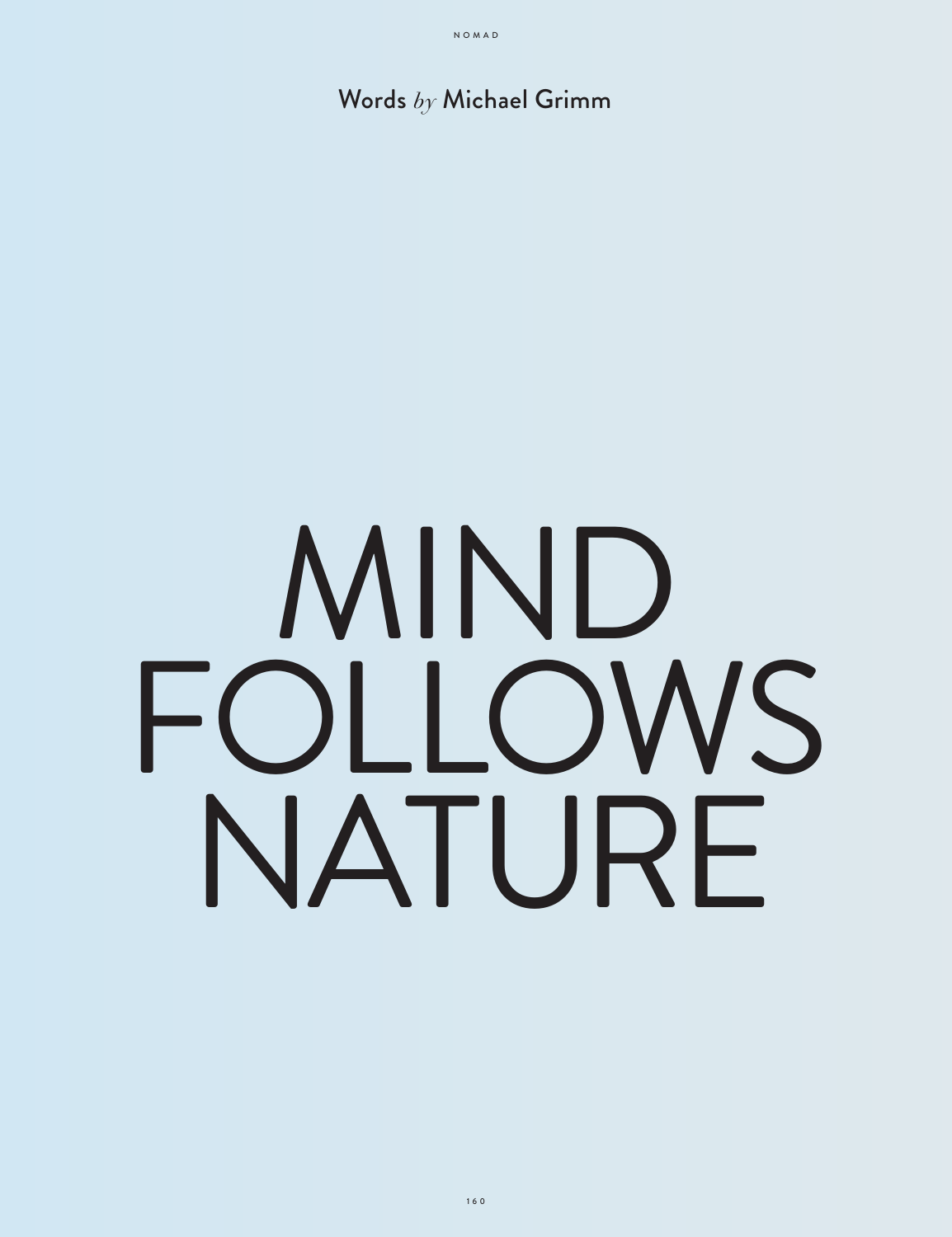Words *by* Michael Grimm

# MIND FOLLOWS NATURE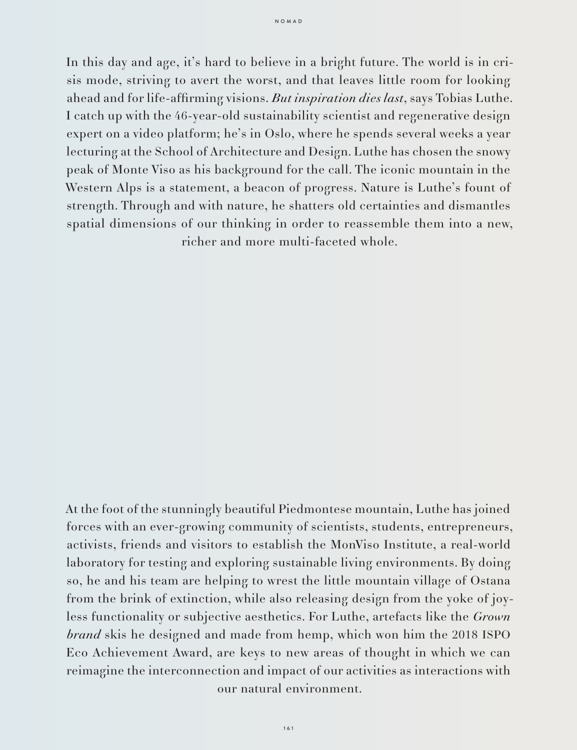In this day and age, it's hard to believe in a bright future. The world is in crisis mode, striving to avert the worst, and that leaves little room for looking ahead and for life-affirming visions. *But inspiration dies last*, says Tobias Luthe. I catch up with the 46-year-old sustainability scientist and regenerative design expert on a video platform; he's in Oslo, where he spends several weeks a year lecturing at the School of Architecture and Design. Luthe has chosen the snowy peak of Monte Viso as his background for the call. The iconic mountain in the Western Alps is a statement, a beacon of progress. Nature is Luthe's fount of strength. Through and with nature, he shatters old certainties and dismantles spatial dimensions of our thinking in order to reassemble them into a new, richer and more multi-faceted whole.

At the foot of the stunningly beautiful Piedmontese mountain, Luthe has joined forces with an ever-growing community of scientists, students, entrepreneurs, activists, friends and visitors to establish the MonViso Institute, a real-world laboratory for testing and exploring sustainable living environments. By doing so, he and his team are helping to wrest the little mountain village of Ostana from the brink of extinction, while also releasing design from the yoke of joyless functionality or subjective aesthetics. For Luthe, artefacts like the *Grown brand* skis he designed and made from hemp, which won him the 2018 ISPO Eco Achievement Award, are keys to new areas of thought in which we can reimagine the interconnection and impact of our activities as interactions with our natural environment.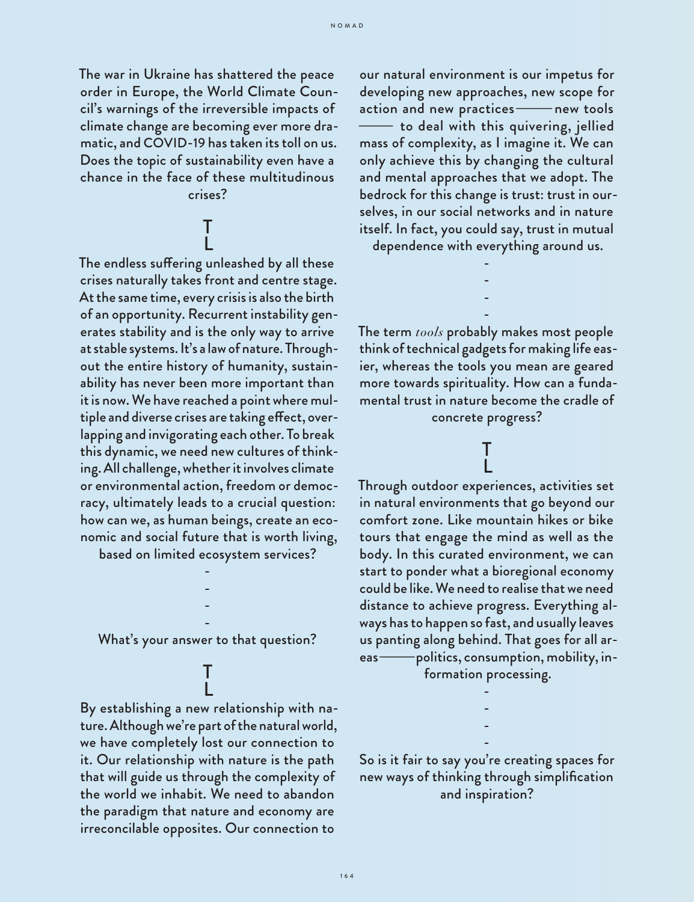The war in Ukraine has shattered the peace order in Europe, the World Climate Council's warnings of the irreversible impacts of climate change are becoming ever more dramatic, and COVID-19 has taken its toll on us. Does the topic of sustainability even have a chance in the face of these multitudinous crises?

T
L

The endless suffering unleashed by all these crises naturally takes front and centre stage. At the same time, every crisis is also the birth of an opportunity. Recurrent instability generates stability and is the only way to arrive at stable systems. It's a law of nature. Throughout the entire history of humanity, sustainability has never been more important than it is now. We have reached a point where multiple and diverse crises are taking effect, overlapping and invigorating each other. To break this dynamic, we need new cultures of thinking. All challenge, whether it involves climate or environmental action, freedom or democracy, ultimately leads to a crucial question: how can we, as human beings, create an economic and social future that is worth living, based on limited ecosystem services?

-
-
-
-

What's your answer to that question?

T
L

By establishing a new relationship with nature. Although we're part of the natural world, we have completely lost our connection to it. Our relationship with nature is the path that will guide us through the complexity of the world we inhabit. We need to abandon the paradigm that nature and economy are irreconcilable opposites. Our connection to our natural environment is our impetus for developing new approaches, new scope for action and new practices——new tools —— to deal with this quivering, jellied mass of complexity, as I imagine it. We can only achieve this by changing the cultural and mental approaches that we adopt. The bedrock for this change is trust: trust in ourselves, in our social networks and in nature itself. In fact, you could say, trust in mutual dependence with everything around us.

-
-
-
-

The term *tools* probably makes most people think of technical gadgets for making life easier, whereas the tools you mean are geared more towards spirituality. How can a fundamental trust in nature become the cradle of concrete progress?

T
L

Through outdoor experiences, activities set in natural environments that go beyond our comfort zone. Like mountain hikes or bike tours that engage the mind as well as the body. In this curated environment, we can start to ponder what a bioregional economy could be like. We need to realise that we need distance to achieve progress. Everything always has to happen so fast, and usually leaves us panting along behind. That goes for all areas——politics, consumption, mobility, information processing.

-
-
-
-

So is it fair to say you're creating spaces for new ways of thinking through simplification and inspiration?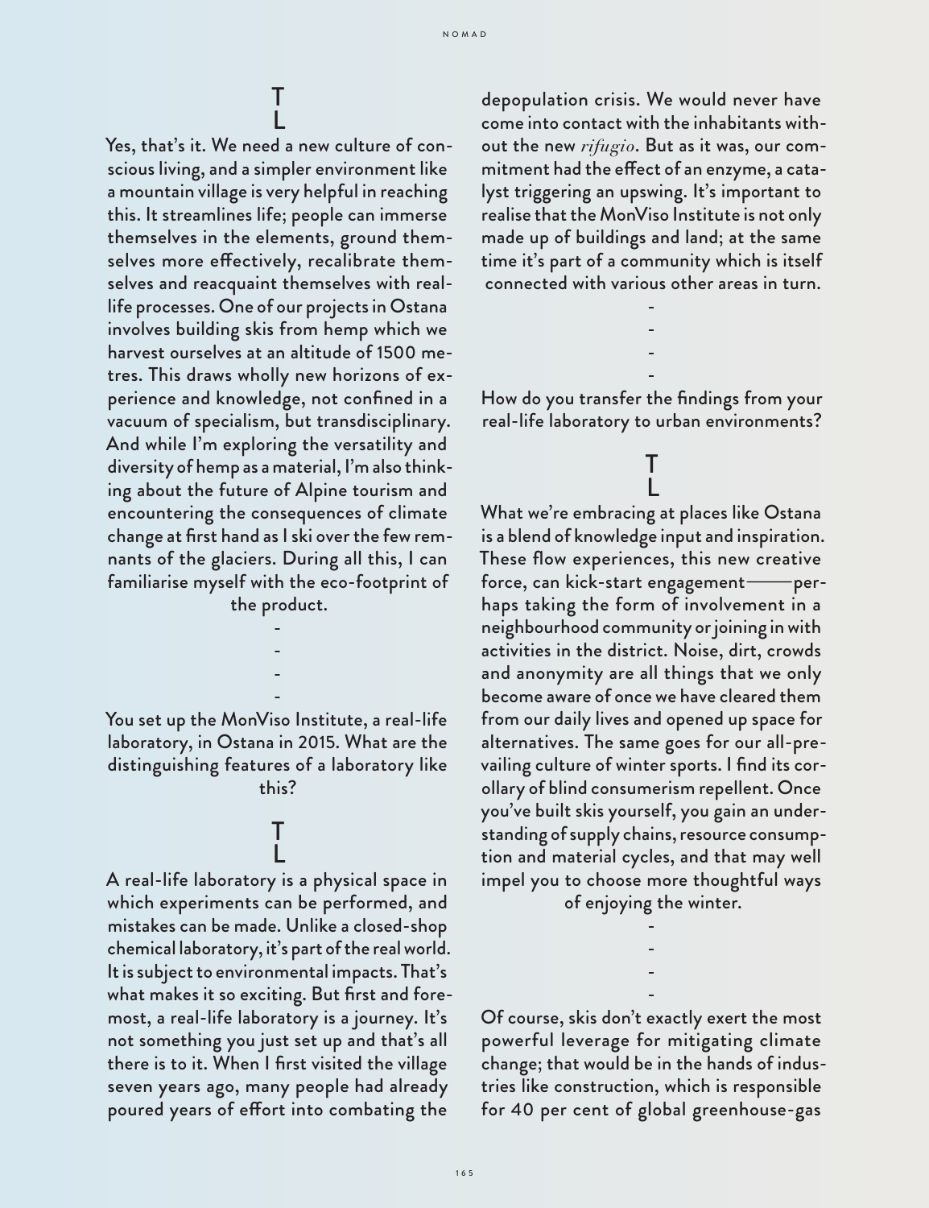T
L

Yes, that's it. We need a new culture of conscious living, and a simpler environment like a mountain village is very helpful in reaching this. It streamlines life; people can immerse themselves in the elements, ground themselves more effectively, recalibrate themselves and reacquaint themselves with real-life processes. One of our projects in Ostana involves building skis from hemp which we harvest ourselves at an altitude of 1500 metres. This draws wholly new horizons of experience and knowledge, not confined in a vacuum of specialism, but transdisciplinary. And while I'm exploring the versatility and diversity of hemp as a material, I'm also thinking about the future of Alpine tourism and encountering the consequences of climate change at first hand as I ski over the few remnants of the glaciers. During all this, I can familiarise myself with the eco-footprint of the product.

-
-
-
-

You set up the MonViso Institute, a real-life laboratory, in Ostana in 2015. What are the distinguishing features of a laboratory like this?

T
L

A real-life laboratory is a physical space in which experiments can be performed, and mistakes can be made. Unlike a closed-shop chemical laboratory, it's part of the real world. It is subject to environmental impacts. That's what makes it so exciting. But first and foremost, a real-life laboratory is a journey. It's not something you just set up and that's all there is to it. When I first visited the village seven years ago, many people had already poured years of effort into combating the depopulation crisis. We would never have come into contact with the inhabitants without the new *rifugio*. But as it was, our commitment had the effect of an enzyme, a catalyst triggering an upswing. It's important to realise that the MonViso Institute is not only made up of buildings and land; at the same time it's part of a community which is itself connected with various other areas in turn.

-
-
-
-

How do you transfer the findings from your real-life laboratory to urban environments?

T
L

What we're embracing at places like Ostana is a blend of knowledge input and inspiration. These flow experiences, this new creative force, can kick-start engagement——perhaps taking the form of involvement in a neighbourhood community or joining in with activities in the district. Noise, dirt, crowds and anonymity are all things that we only become aware of once we have cleared them from our daily lives and opened up space for alternatives. The same goes for our all-prevailing culture of winter sports. I find its corollary of blind consumerism repellent. Once you've built skis yourself, you gain an understanding of supply chains, resource consumption and material cycles, and that may well impel you to choose more thoughtful ways of enjoying the winter.

-
-
-
-

Of course, skis don't exactly exert the most powerful leverage for mitigating climate change; that would be in the hands of industries like construction, which is responsible for 40 per cent of global greenhouse-gas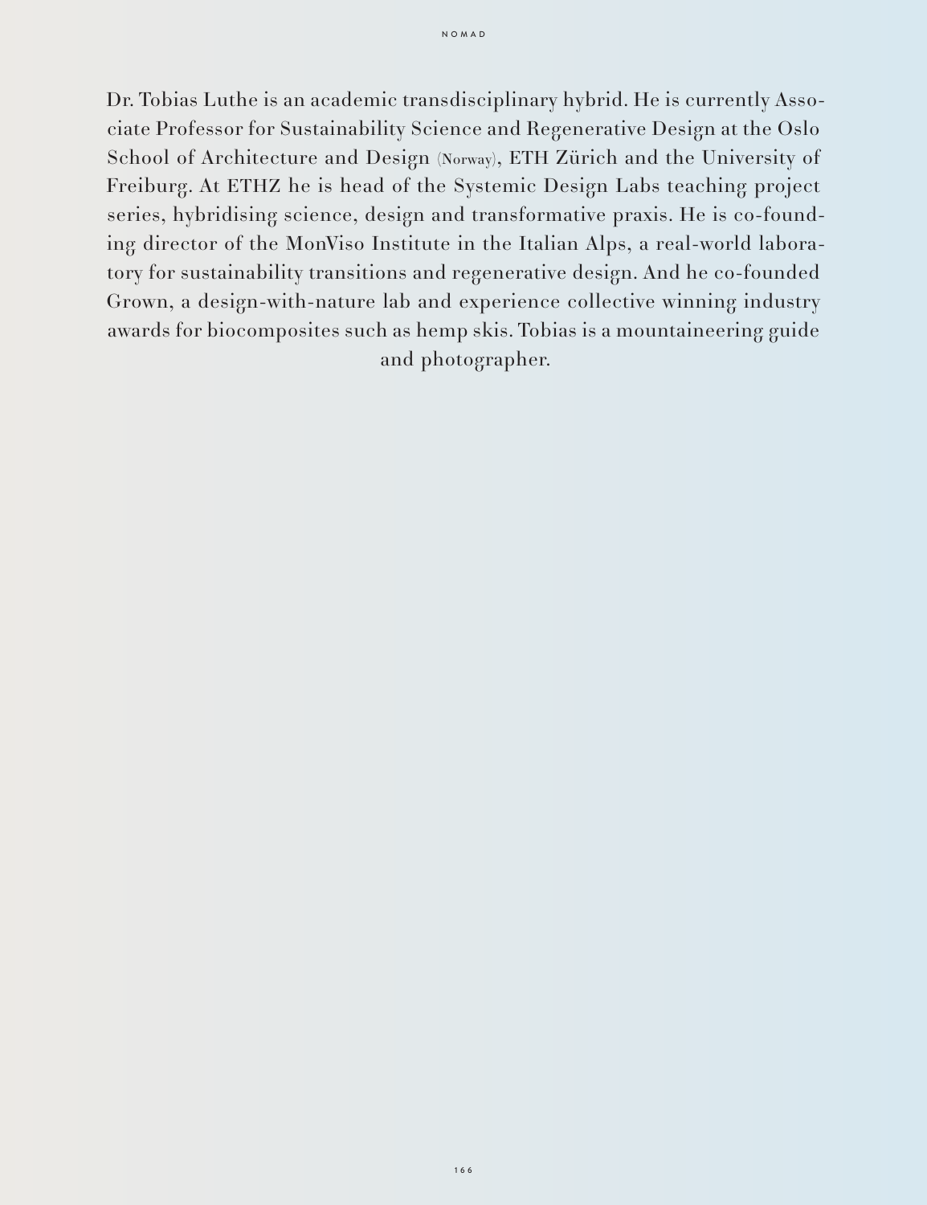Dr. Tobias Luthe is an academic transdisciplinary hybrid. He is currently Associate Professor for Sustainability Science and Regenerative Design at the Oslo School of Architecture and Design (Norway), ETH Zürich and the University of Freiburg. At ETHZ he is head of the Systemic Design Labs teaching project series, hybridising science, design and transformative praxis. He is co-founding director of the MonViso Institute in the Italian Alps, a real-world laboratory for sustainability transitions and regenerative design. And he co-founded Grown, a design-with-nature lab and experience collective winning industry awards for biocomposites such as hemp skis. Tobias is a mountaineering guide and photographer.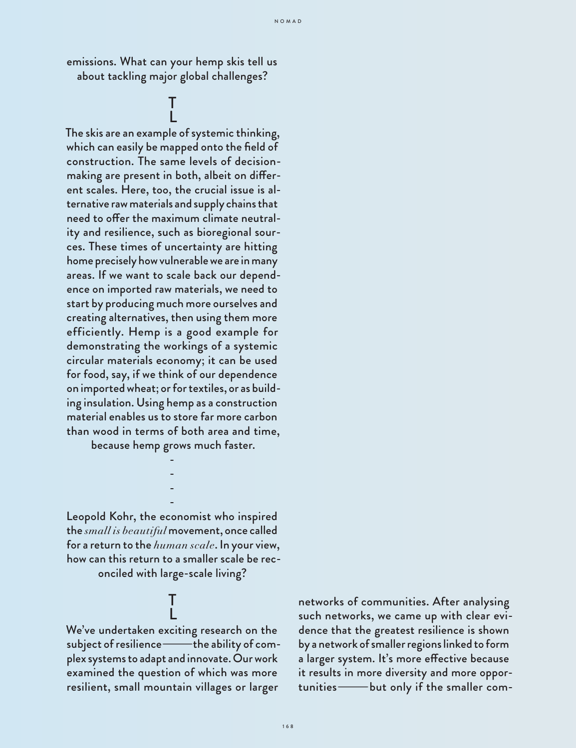emissions. What can your hemp skis tell us about tackling major global challenges?

T
L

The skis are an example of systemic thinking, which can easily be mapped onto the field of construction. The same levels of decision-making are present in both, albeit on different scales. Here, too, the crucial issue is alternative raw materials and supply chains that need to offer the maximum climate neutrality and resilience, such as bioregional sources. These times of uncertainty are hitting home precisely how vulnerable we are in many areas. If we want to scale back our dependence on imported raw materials, we need to start by producing much more ourselves and creating alternatives, then using them more efficiently. Hemp is a good example for demonstrating the workings of a systemic circular materials economy; it can be used for food, say, if we think of our dependence on imported wheat; or for textiles, or as building insulation. Using hemp as a construction material enables us to store far more carbon than wood in terms of both area and time, because hemp grows much faster.

-
-
-
-

Leopold Kohr, the economist who inspired the *small is beautiful* movement, once called for a return to the *human scale*. In your view, how can this return to a smaller scale be reconciled with large-scale living?

T
L

We've undertaken exciting research on the subject of resilience——the ability of complex systems to adapt and innovate. Our work examined the question of which was more resilient, small mountain villages or larger networks of communities. After analysing such networks, we came up with clear evidence that the greatest resilience is shown by a network of smaller regions linked to form a larger system. It's more effective because it results in more diversity and more opportunities——but only if the smaller com-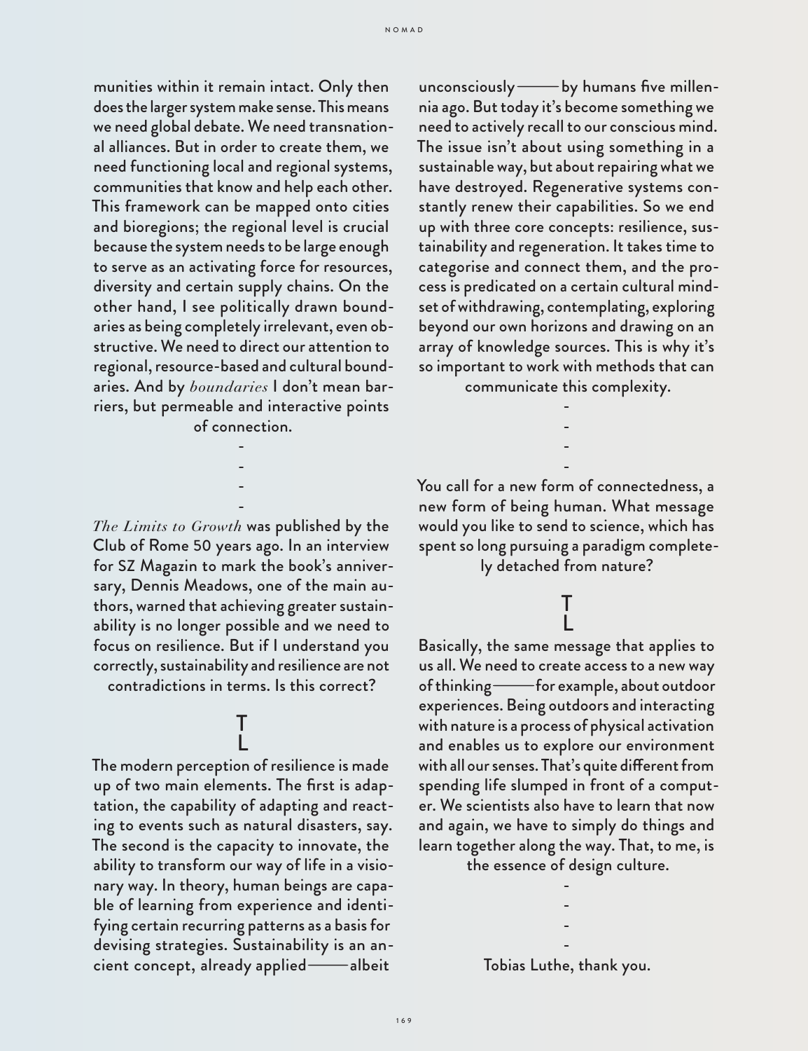munities within it remain intact. Only then does the larger system make sense. This means we need global debate. We need transnational alliances. But in order to create them, we need functioning local and regional systems, communities that know and help each other. This framework can be mapped onto cities and bioregions; the regional level is crucial because the system needs to be large enough to serve as an activating force for resources, diversity and certain supply chains. On the other hand, I see politically drawn boundaries as being completely irrelevant, even obstructive. We need to direct our attention to regional, resource-based and cultural boundaries. And by *boundaries* I don't mean barriers, but permeable and interactive points of connection.

-
-
-
-

*The Limits to Growth* was published by the Club of Rome 50 years ago. In an interview for SZ Magazin to mark the book's anniversary, Dennis Meadows, one of the main authors, warned that achieving greater sustainability is no longer possible and we need to focus on resilience. But if I understand you correctly, sustainability and resilience are not contradictions in terms. Is this correct?

T
L

The modern perception of resilience is made up of two main elements. The first is adaptation, the capability of adapting and reacting to events such as natural disasters, say. The second is the capacity to innovate, the ability to transform our way of life in a visionary way. In theory, human beings are capable of learning from experience and identifying certain recurring patterns as a basis for devising strategies. Sustainability is an ancient concept, already applied——albeit unconsciously——by humans five millennia ago. But today it's become something we need to actively recall to our conscious mind. The issue isn't about using something in a sustainable way, but about repairing what we have destroyed. Regenerative systems constantly renew their capabilities. So we end up with three core concepts: resilience, sustainability and regeneration. It takes time to categorise and connect them, and the process is predicated on a certain cultural mindset of withdrawing, contemplating, exploring beyond our own horizons and drawing on an array of knowledge sources. This is why it's so important to work with methods that can communicate this complexity.

-
-
-
-

You call for a new form of connectedness, a new form of being human. What message would you like to send to science, which has spent so long pursuing a paradigm completely detached from nature?

T
L

Basically, the same message that applies to us all. We need to create access to a new way of thinking——for example, about outdoor experiences. Being outdoors and interacting with nature is a process of physical activation and enables us to explore our environment with all our senses. That's quite different from spending life slumped in front of a computer. We scientists also have to learn that now and again, we have to simply do things and learn together along the way. That, to me, is the essence of design culture.

-
-
-
-

Tobias Luthe, thank you.